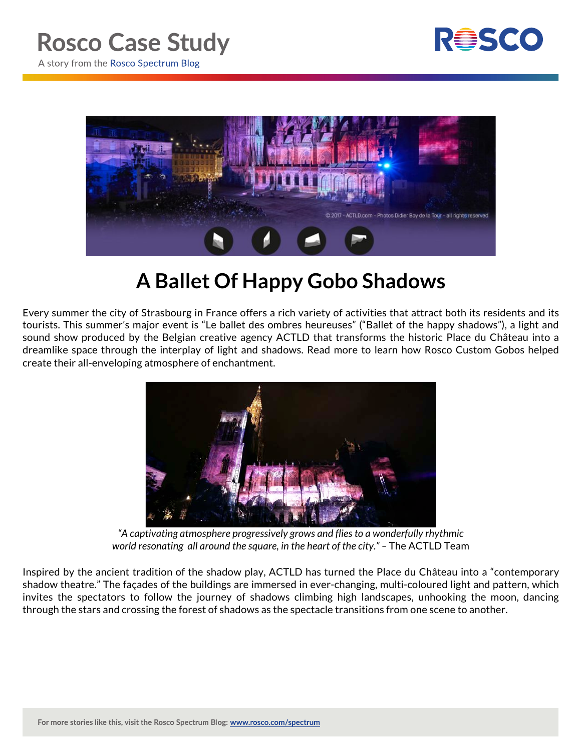# Rosco Case Study

A story from the Rosco Spectrum Blog

## A Ballet Of Happy Gobo Shadows

Every summer the city of Strasbourg in France offers a rich variety of activities that attract both its residents and its tourists. This summer's major event is "Le ballet des ombres heureuses" ("Ballet of the happy shadows"), a light and sound show produced by the Belgian creative agency ACTLD that transforms the historic Place du Château into a dreamlike space through the interplay of light and shadows. Read more to learn how Rosco Custom Gobos helped create their all-enveloping atmosphere of enchantment.

*"A captivating atmosphere progressively grows and flies to a wonderfully rhythmic world resonating all around the square, in the heart of the city."* – The ACTLD Team

Inspired by the ancient tradition of the shadow play, ACTLD has turned the Place du Château into a "contemporary shadow theatre." The façades of the buildings are immersed in ever-changing, multi-coloured light and pattern, which invites the spectators to follow the journey of shadows climbing high landscapes, unhooking the moon, dancing through the stars and crossing the forest of shadows as the spectacle transitions from one scene to another.

For more stories like this, visit the Rosco Spectrum Blog: www.rosco.com/spectrum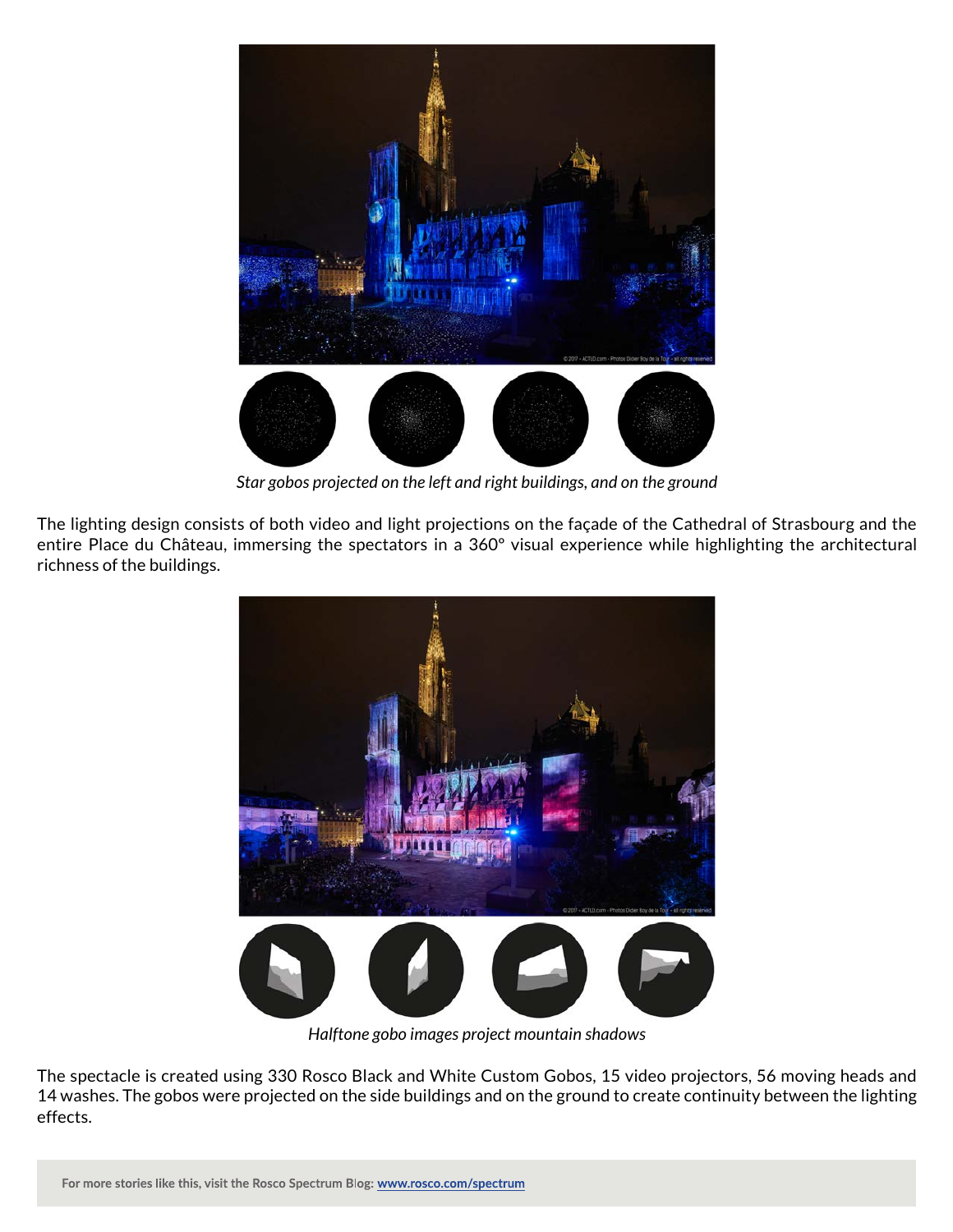*Star gobos projected on the left and right buildings, and on the ground*

The lighting design consists of both video and light projections on the façade of the Cathedral of Strasbourg and the entire Place du Château, immersing the spectators in a 360º visual experience while highlighting the architectural richness of the buildings.

*Halftone gobo images project mountain shadows*

The spectacle is created using 330 Rosco Black and White Custom Gobos, 15 video projectors, 56 moving heads and 14 washes. The gobos were projected on the side buildings and on the ground to create continuity between the lighting effects.

**For more stories like this, visit the Rosco Spectrum Blog: [www.rosco.com/spectrum](www.rosco.com/spectrum)**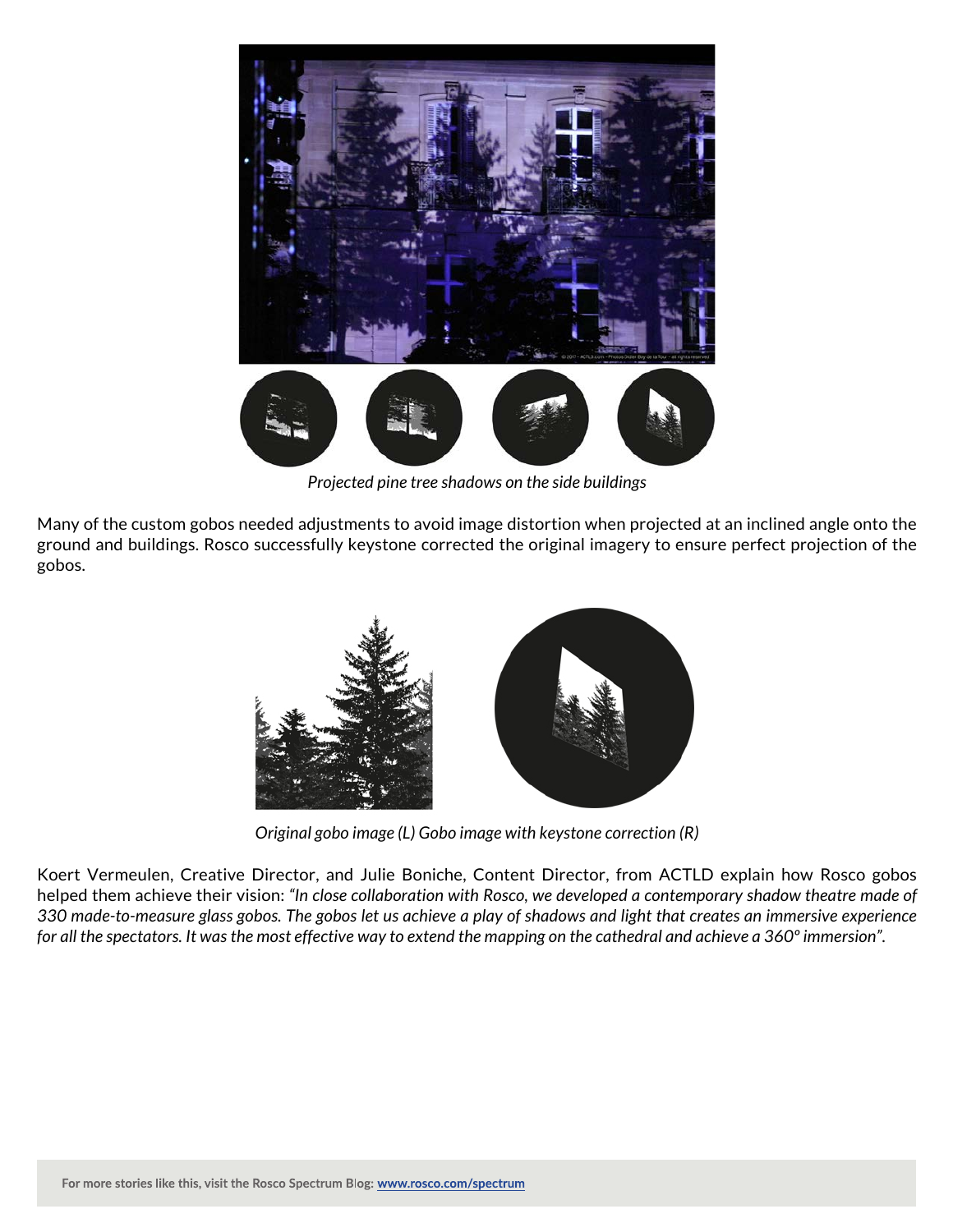*Projected pine tree shadows on the side buildings*

Many of the custom gobos needed adjustments to avoid image distortion when projected at an inclined angle onto the ground and buildings. Rosco successfully keystone corrected the original imagery to ensure perfect projection of the gobos.

*Original gobo image (L) Gobo image with keystone correction (R)*

Koert Vermeulen, Creative Director, and Julie Boniche, Content Director, from ACTLD explain how Rosco gobos helped them achieve their vision: *"In close collaboration with Rosco, we developed a contemporary shadow theatre made of 330 made-to-measure glass gobos. The gobos let us achieve a play of shadows and light that creates an immersive experience for all the spectators. It was the most effective way to extend the mapping on the cathedral and achieve a 360° immersion".*

**For more stories like this, visit the Rosco Spectrum Blog: [www.rosco.com/spectrum](www.rosco.com/spectrum)**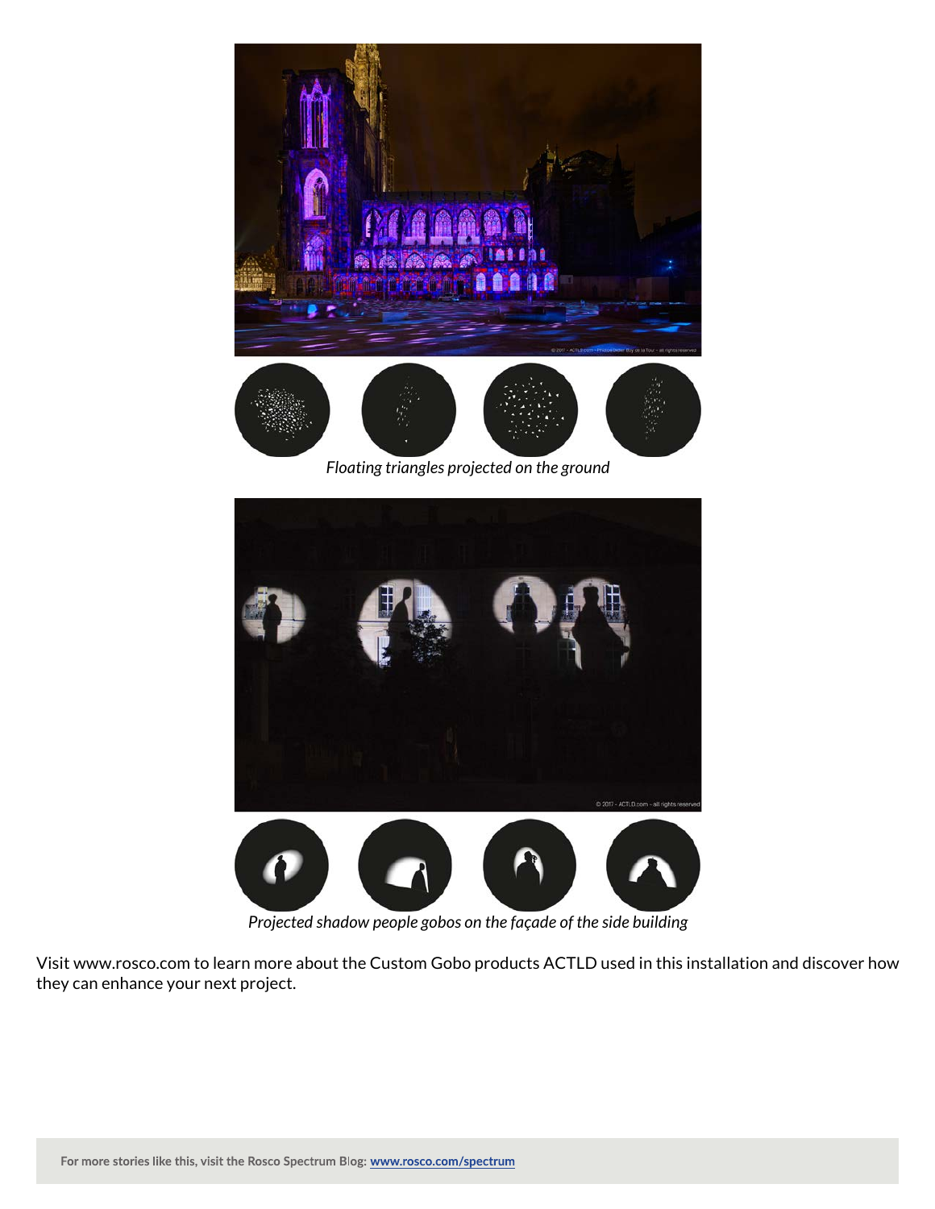*Floating triangles projected on the ground*

*Projected shadow people gobos on the façade of the side building*

Visit www.rosco.com to learn more about the Custom Gobo products ACTLD used in this installation and discover how they can enhance your next project.

**For more stories like this, visit the Rosco Spectrum Blog: [www.rosco.com/spectrum](www.rosco.com/spectrum)**